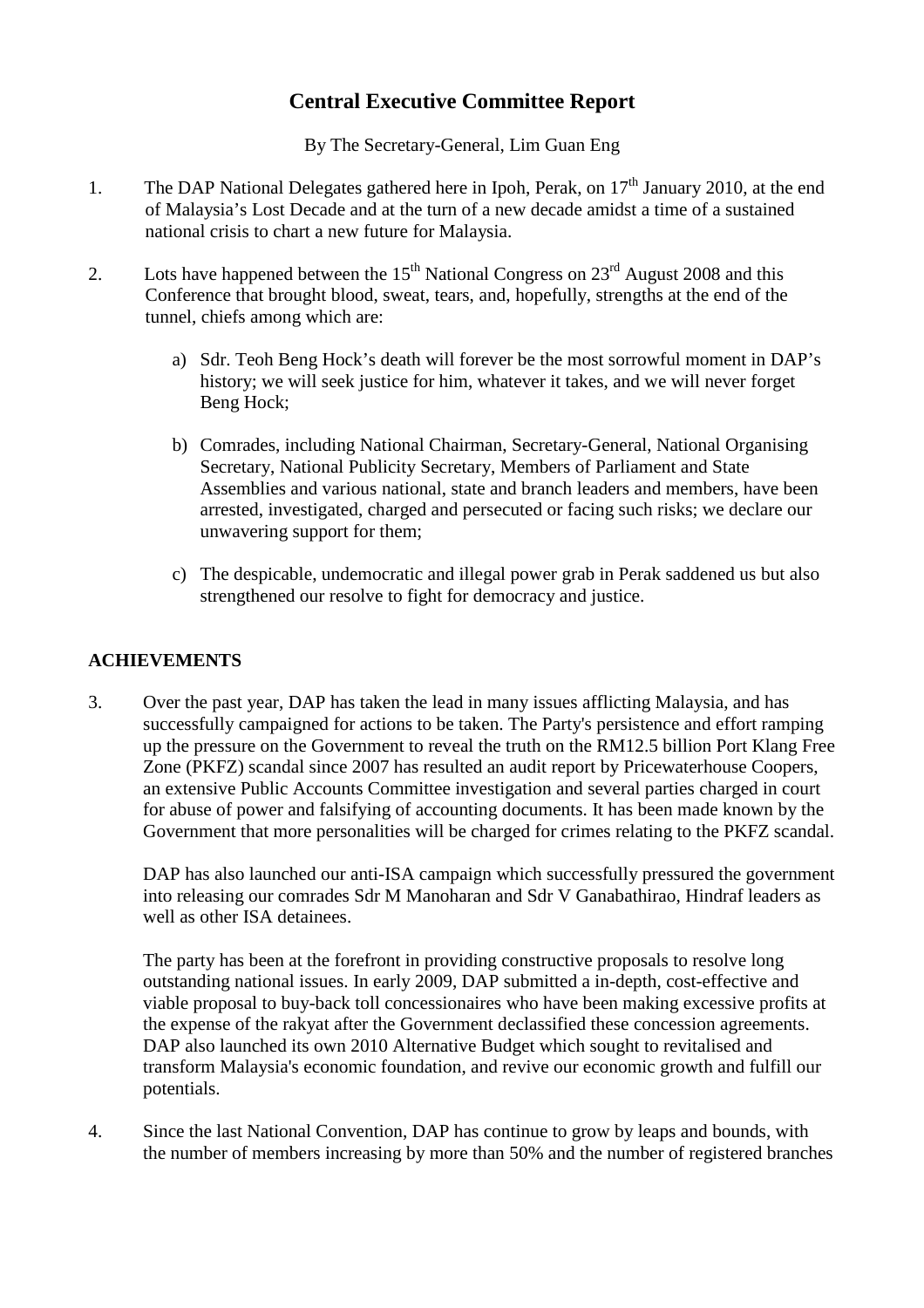# Central Executive Committee Report

By The Secretary-General, Lim Guan Eng

1. The DAP National Delegates gathered here in Ipoh, Perak, on 17th January 2010, at the end of Malaysia's Lost Decade and at the turn of a new decade amidst a time of a sustained national crisis to chart a new future for Malaysia.

2. Lots have happened between the 15th National Congress on 23rd August 2008 and this Conference that brought blood, sweat, tears, and, hopefully, strengths at the end of the tunnel, chiefs among which are:

   a) Sdr. Teoh Beng Hock's death will forever be the most sorrowful moment in DAP's history; we will seek justice for him, whatever it takes, and we will never forget Beng Hock;

   b) Comrades, including National Chairman, Secretary-General, National Organising Secretary, National Publicity Secretary, Members of Parliament and State Assemblies and various national, state and branch leaders and members, have been arrested, investigated, charged and persecuted or facing such risks; we declare our unwavering support for them;

   c) The despicable, undemocratic and illegal power grab in Perak saddened us but also strengthened our resolve to fight for democracy and justice.

## ACHIEVEMENTS

3. Over the past year, DAP has taken the lead in many issues afflicting Malaysia, and has successfully campaigned for actions to be taken. The Party's persistence and effort ramping up the pressure on the Government to reveal the truth on the RM12.5 billion Port Klang Free Zone (PKFZ) scandal since 2007 has resulted an audit report by Pricewaterhouse Coopers, an extensive Public Accounts Committee investigation and several parties charged in court for abuse of power and falsifying of accounting documents. It has been made known by the Government that more personalities will be charged for crimes relating to the PKFZ scandal.

   DAP has also launched our anti-ISA campaign which successfully pressured the government into releasing our comrades Sdr M Manoharan and Sdr V Ganabathirao, Hindraf leaders as well as other ISA detainees.

   The party has been at the forefront in providing constructive proposals to resolve long outstanding national issues. In early 2009, DAP submitted a in-depth, cost-effective and viable proposal to buy-back toll concessionaires who have been making excessive profits at the expense of the rakyat after the Government declassified these concession agreements. DAP also launched its own 2010 Alternative Budget which sought to revitalised and transform Malaysia's economic foundation, and revive our economic growth and fulfill our potentials.

4. Since the last National Convention, DAP has continue to grow by leaps and bounds, with the number of members increasing by more than 50% and the number of registered branches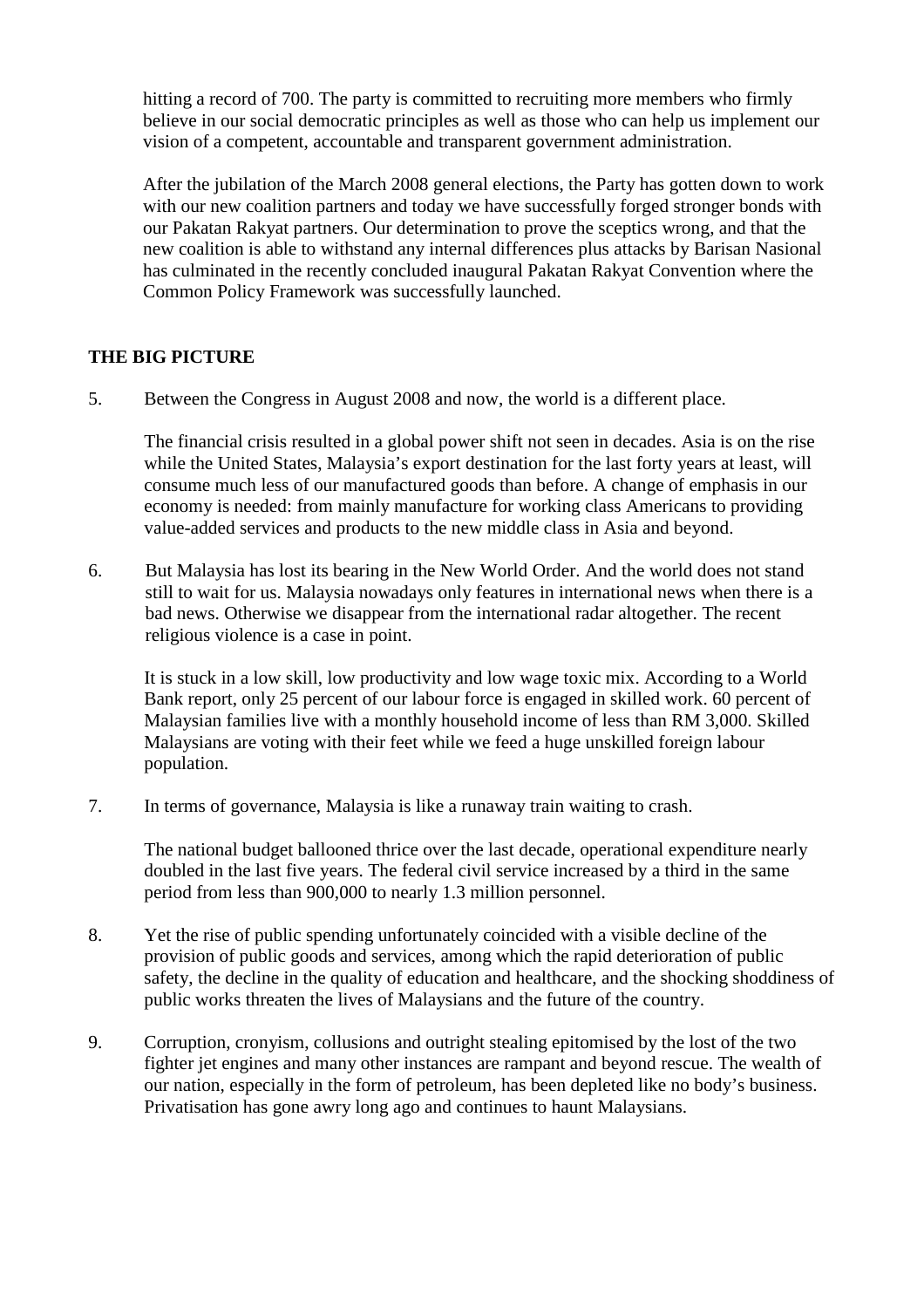hitting a record of 700. The party is committed to recruiting more members who firmly believe in our social democratic principles as well as those who can help us implement our vision of a competent, accountable and transparent government administration.

After the jubilation of the March 2008 general elections, the Party has gotten down to work with our new coalition partners and today we have successfully forged stronger bonds with our Pakatan Rakyat partners. Our determination to prove the sceptics wrong, and that the new coalition is able to withstand any internal differences plus attacks by Barisan Nasional has culminated in the recently concluded inaugural Pakatan Rakyat Convention where the Common Policy Framework was successfully launched.

## THE BIG PICTURE

5. Between the Congress in August 2008 and now, the world is a different place.

   The financial crisis resulted in a global power shift not seen in decades. Asia is on the rise while the United States, Malaysia's export destination for the last forty years at least, will consume much less of our manufactured goods than before. A change of emphasis in our economy is needed: from mainly manufacture for working class Americans to providing value-added services and products to the new middle class in Asia and beyond.

6. But Malaysia has lost its bearing in the New World Order. And the world does not stand still to wait for us. Malaysia nowadays only features in international news when there is a bad news. Otherwise we disappear from the international radar altogether. The recent religious violence is a case in point.

   It is stuck in a low skill, low productivity and low wage toxic mix. According to a World Bank report, only 25 percent of our labour force is engaged in skilled work. 60 percent of Malaysian families live with a monthly household income of less than RM 3,000. Skilled Malaysians are voting with their feet while we feed a huge unskilled foreign labour population.

7. In terms of governance, Malaysia is like a runaway train waiting to crash.

   The national budget ballooned thrice over the last decade, operational expenditure nearly doubled in the last five years. The federal civil service increased by a third in the same period from less than 900,000 to nearly 1.3 million personnel.

8. Yet the rise of public spending unfortunately coincided with a visible decline of the provision of public goods and services, among which the rapid deterioration of public safety, the decline in the quality of education and healthcare, and the shocking shoddiness of public works threaten the lives of Malaysians and the future of the country.

9. Corruption, cronyism, collusions and outright stealing epitomised by the lost of the two fighter jet engines and many other instances are rampant and beyond rescue. The wealth of our nation, especially in the form of petroleum, has been depleted like no body's business. Privatisation has gone awry long ago and continues to haunt Malaysians.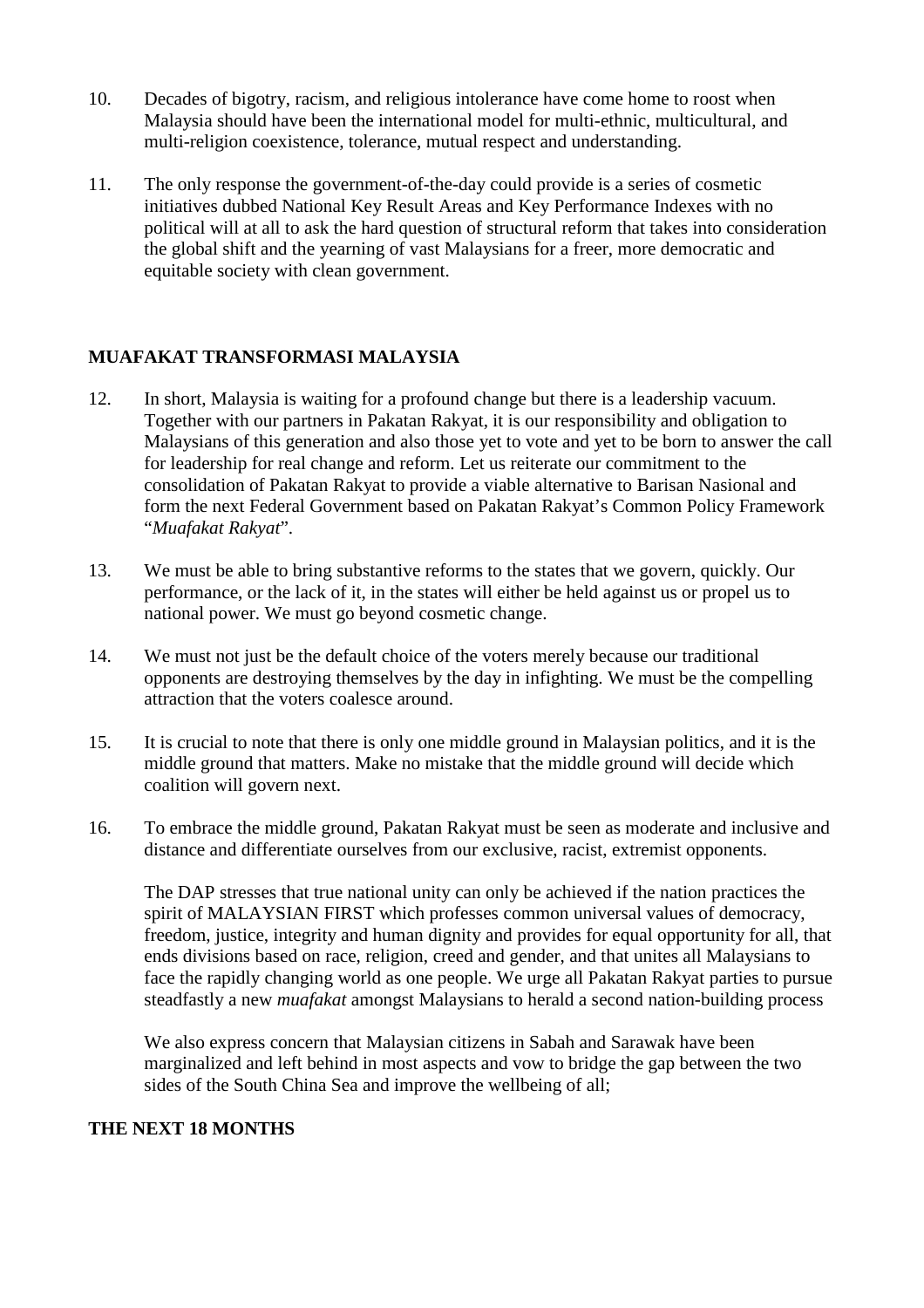10. Decades of bigotry, racism, and religious intolerance have come home to roost when Malaysia should have been the international model for multi-ethnic, multicultural, and multi-religion coexistence, tolerance, mutual respect and understanding.

11. The only response the government-of-the-day could provide is a series of cosmetic initiatives dubbed National Key Result Areas and Key Performance Indexes with no political will at all to ask the hard question of structural reform that takes into consideration the global shift and the yearning of vast Malaysians for a freer, more democratic and equitable society with clean government.

## MUAFAKAT TRANSFORMASI MALAYSIA

12. In short, Malaysia is waiting for a profound change but there is a leadership vacuum. Together with our partners in Pakatan Rakyat, it is our responsibility and obligation to Malaysians of this generation and also those yet to vote and yet to be born to answer the call for leadership for real change and reform. Let us reiterate our commitment to the consolidation of Pakatan Rakyat to provide a viable alternative to Barisan Nasional and form the next Federal Government based on Pakatan Rakyat's Common Policy Framework "*Muafakat Rakyat*".

13. We must be able to bring substantive reforms to the states that we govern, quickly. Our performance, or the lack of it, in the states will either be held against us or propel us to national power. We must go beyond cosmetic change.

14. We must not just be the default choice of the voters merely because our traditional opponents are destroying themselves by the day in infighting. We must be the compelling attraction that the voters coalesce around.

15. It is crucial to note that there is only one middle ground in Malaysian politics, and it is the middle ground that matters. Make no mistake that the middle ground will decide which coalition will govern next.

16. To embrace the middle ground, Pakatan Rakyat must be seen as moderate and inclusive and distance and differentiate ourselves from our exclusive, racist, extremist opponents.

    The DAP stresses that true national unity can only be achieved if the nation practices the spirit of MALAYSIAN FIRST which professes common universal values of democracy, freedom, justice, integrity and human dignity and provides for equal opportunity for all, that ends divisions based on race, religion, creed and gender, and that unites all Malaysians to face the rapidly changing world as one people. We urge all Pakatan Rakyat parties to pursue steadfastly a new *muafakat* amongst Malaysians to herald a second nation-building process

    We also express concern that Malaysian citizens in Sabah and Sarawak have been marginalized and left behind in most aspects and vow to bridge the gap between the two sides of the South China Sea and improve the wellbeing of all;

## THE NEXT 18 MONTHS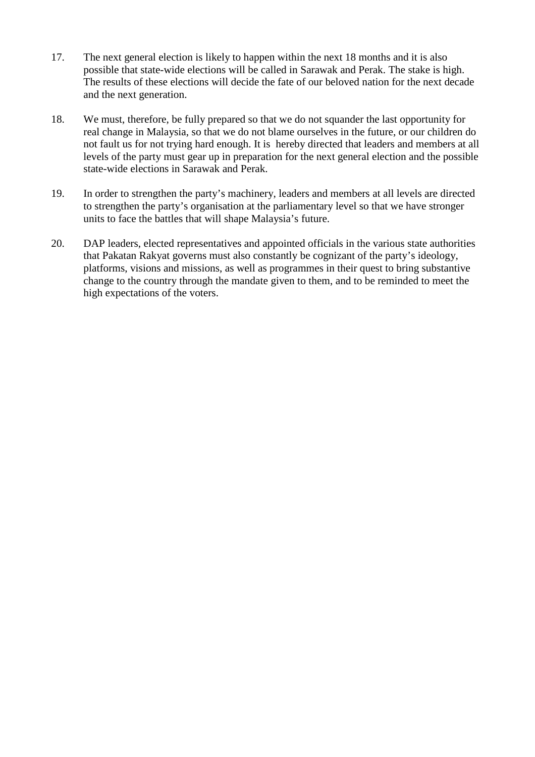17. The next general election is likely to happen within the next 18 months and it is also possible that state-wide elections will be called in Sarawak and Perak. The stake is high. The results of these elections will decide the fate of our beloved nation for the next decade and the next generation.

18. We must, therefore, be fully prepared so that we do not squander the last opportunity for real change in Malaysia, so that we do not blame ourselves in the future, or our children do not fault us for not trying hard enough. It is hereby directed that leaders and members at all levels of the party must gear up in preparation for the next general election and the possible state-wide elections in Sarawak and Perak.

19. In order to strengthen the party's machinery, leaders and members at all levels are directed to strengthen the party's organisation at the parliamentary level so that we have stronger units to face the battles that will shape Malaysia's future.

20. DAP leaders, elected representatives and appointed officials in the various state authorities that Pakatan Rakyat governs must also constantly be cognizant of the party's ideology, platforms, visions and missions, as well as programmes in their quest to bring substantive change to the country through the mandate given to them, and to be reminded to meet the high expectations of the voters.